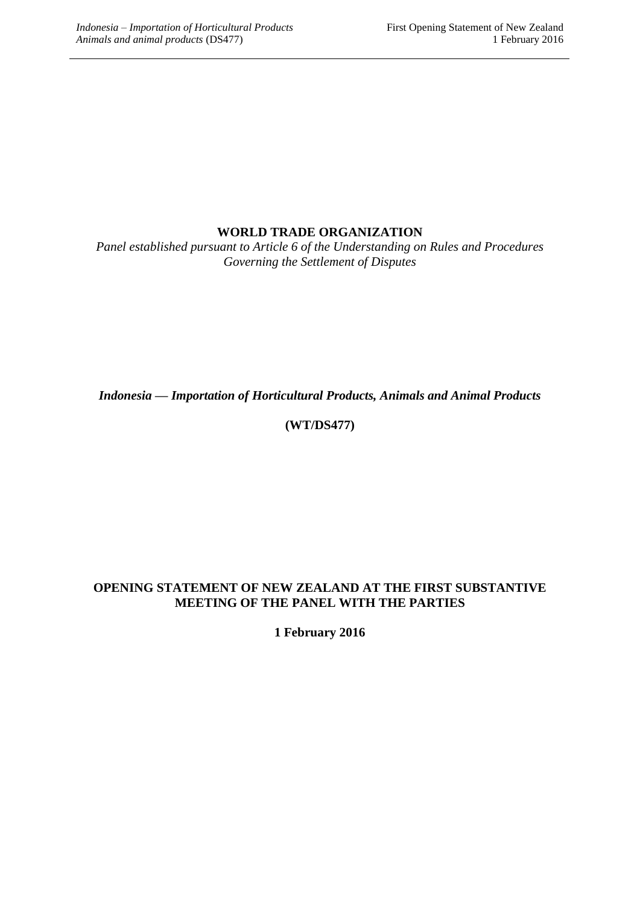**WORLD TRADE ORGANIZATION**

*Panel established pursuant to Article 6 of the Understanding on Rules and Procedures Governing the Settlement of Disputes*

***Indonesia — Importation of Horticultural Products, Animals and Animal Products***

**(WT/DS477)**

**OPENING STATEMENT OF NEW ZEALAND AT THE FIRST SUBSTANTIVE MEETING OF THE PANEL WITH THE PARTIES**

**1 February 2016**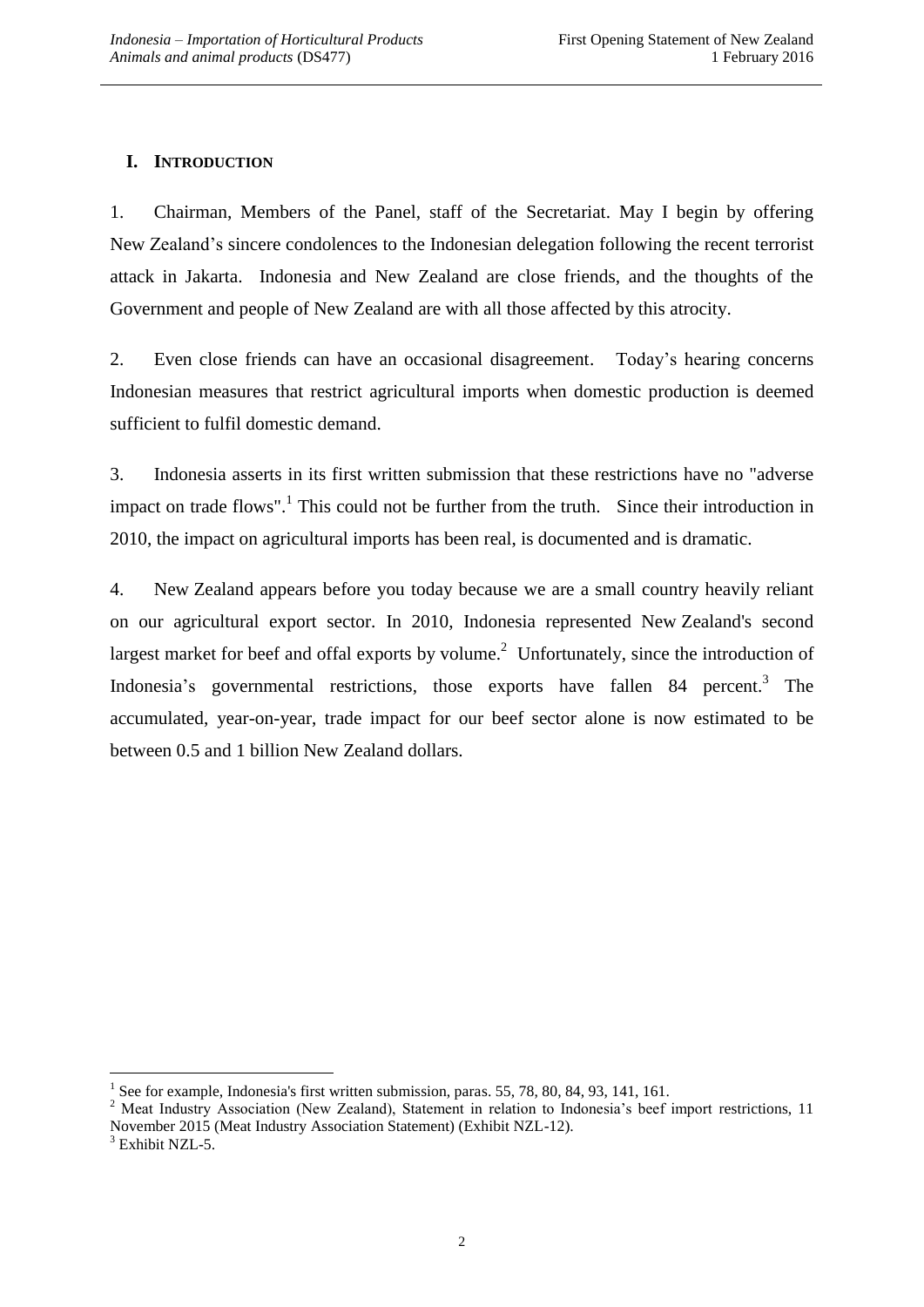## I. INTRODUCTION

1. Chairman, Members of the Panel, staff of the Secretariat. May I begin by offering New Zealand's sincere condolences to the Indonesian delegation following the recent terrorist attack in Jakarta. Indonesia and New Zealand are close friends, and the thoughts of the Government and people of New Zealand are with all those affected by this atrocity.

2. Even close friends can have an occasional disagreement. Today's hearing concerns Indonesian measures that restrict agricultural imports when domestic production is deemed sufficient to fulfil domestic demand.

3. Indonesia asserts in its first written submission that these restrictions have no "adverse impact on trade flows".[1] This could not be further from the truth. Since their introduction in 2010, the impact on agricultural imports has been real, is documented and is dramatic.

4. New Zealand appears before you today because we are a small country heavily reliant on our agricultural export sector. In 2010, Indonesia represented New Zealand's second largest market for beef and offal exports by volume.[2] Unfortunately, since the introduction of Indonesia's governmental restrictions, those exports have fallen 84 percent.[3] The accumulated, year-on-year, trade impact for our beef sector alone is now estimated to be between 0.5 and 1 billion New Zealand dollars.

---

[1] See for example, Indonesia's first written submission, paras. 55, 78, 80, 84, 93, 141, 161.

[2] Meat Industry Association (New Zealand), Statement in relation to Indonesia's beef import restrictions, 11 November 2015 (Meat Industry Association Statement) (Exhibit NZL-12).

[3] Exhibit NZL-5.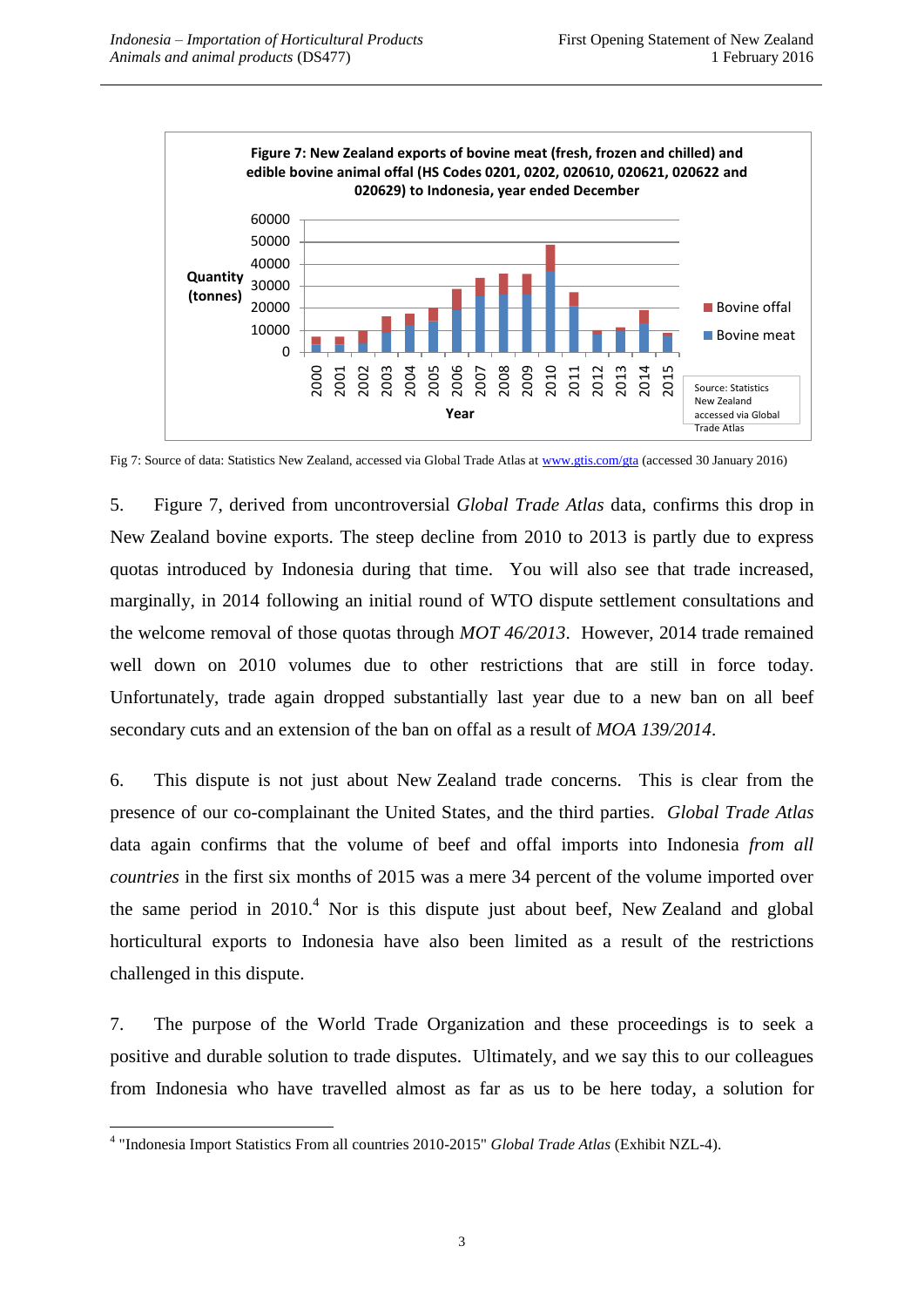**Figure 7: New Zealand exports of bovine meat (fresh, frozen and chilled) and edible bovine animal offal (HS Codes 0201, 0202, 020610, 020621, 020622 and 020629) to Indonesia, year ended December**

Fig 7: Source of data: Statistics New Zealand, accessed via Global Trade Atlas at www.gtis.com/gta (accessed 30 January 2016)

5. Figure 7, derived from uncontroversial *Global Trade Atlas* data, confirms this drop in New Zealand bovine exports. The steep decline from 2010 to 2013 is partly due to express quotas introduced by Indonesia during that time. You will also see that trade increased, marginally, in 2014 following an initial round of WTO dispute settlement consultations and the welcome removal of those quotas through *MOT 46/2013*. However, 2014 trade remained well down on 2010 volumes due to other restrictions that are still in force today. Unfortunately, trade again dropped substantially last year due to a new ban on all beef secondary cuts and an extension of the ban on offal as a result of *MOA 139/2014*.

6. This dispute is not just about New Zealand trade concerns. This is clear from the presence of our co-complainant the United States, and the third parties. *Global Trade Atlas* data again confirms that the volume of beef and offal imports into Indonesia *from all countries* in the first six months of 2015 was a mere 34 percent of the volume imported over the same period in 2010.[4] Nor is this dispute just about beef, New Zealand and global horticultural exports to Indonesia have also been limited as a result of the restrictions challenged in this dispute.

7. The purpose of the World Trade Organization and these proceedings is to seek a positive and durable solution to trade disputes. Ultimately, and we say this to our colleagues from Indonesia who have travelled almost as far as us to be here today, a solution for

[4] "Indonesia Import Statistics From all countries 2010-2015" *Global Trade Atlas* (Exhibit NZL-4).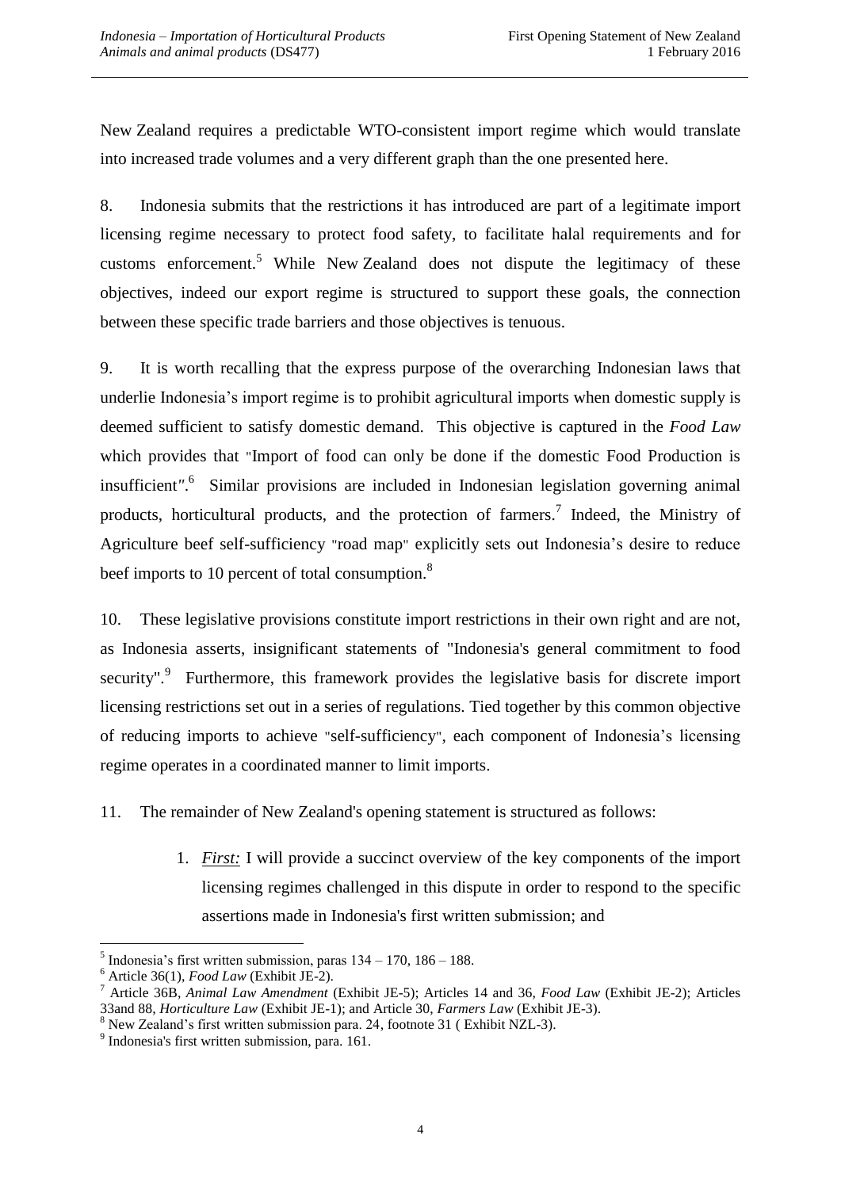New Zealand requires a predictable WTO-consistent import regime which would translate into increased trade volumes and a very different graph than the one presented here.

8. Indonesia submits that the restrictions it has introduced are part of a legitimate import licensing regime necessary to protect food safety, to facilitate halal requirements and for customs enforcement.[5] While New Zealand does not dispute the legitimacy of these objectives, indeed our export regime is structured to support these goals, the connection between these specific trade barriers and those objectives is tenuous.

9. It is worth recalling that the express purpose of the overarching Indonesian laws that underlie Indonesia's import regime is to prohibit agricultural imports when domestic supply is deemed sufficient to satisfy domestic demand. This objective is captured in the *Food Law* which provides that "Import of food can only be done if the domestic Food Production is insufficient".[6] Similar provisions are included in Indonesian legislation governing animal products, horticultural products, and the protection of farmers.[7] Indeed, the Ministry of Agriculture beef self-sufficiency "road map" explicitly sets out Indonesia's desire to reduce beef imports to 10 percent of total consumption.[8]

10. These legislative provisions constitute import restrictions in their own right and are not, as Indonesia asserts, insignificant statements of "Indonesia's general commitment to food security".[9] Furthermore, this framework provides the legislative basis for discrete import licensing restrictions set out in a series of regulations. Tied together by this common objective of reducing imports to achieve "self-sufficiency", each component of Indonesia's licensing regime operates in a coordinated manner to limit imports.

11. The remainder of New Zealand's opening statement is structured as follows:

1. ***First:*** I will provide a succinct overview of the key components of the import licensing regimes challenged in this dispute in order to respond to the specific assertions made in Indonesia's first written submission; and

---

[5] Indonesia's first written submission, paras 134 – 170, 186 – 188.

[6] Article 36(1), *Food Law* (Exhibit JE-2).

[7] Article 36B, *Animal Law Amendment* (Exhibit JE-5); Articles 14 and 36, *Food Law* (Exhibit JE-2); Articles 33and 88, *Horticulture Law* (Exhibit JE-1); and Article 30, *Farmers Law* (Exhibit JE-3).

[8] New Zealand's first written submission para. 24, footnote 31 ( Exhibit NZL-3).

[9] Indonesia's first written submission, para. 161.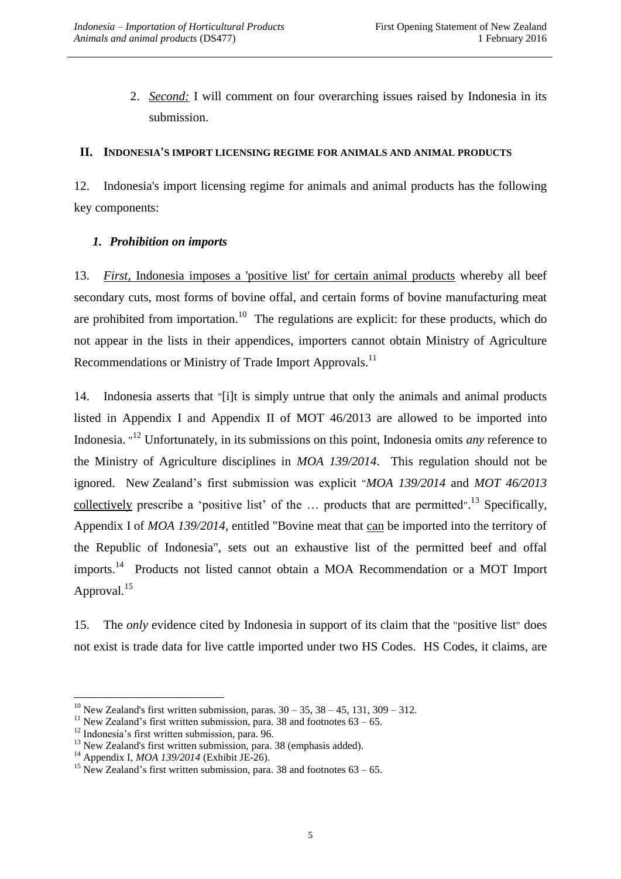2. *Second:* I will comment on four overarching issues raised by Indonesia in its submission.

## II. Indonesia's import licensing regime for animals and animal products

12. Indonesia's import licensing regime for animals and animal products has the following key components:

### *1. Prohibition on imports*

13. *First*, Indonesia imposes a 'positive list' for certain animal products whereby all beef secondary cuts, most forms of bovine offal, and certain forms of bovine manufacturing meat are prohibited from importation.[10] The regulations are explicit: for these products, which do not appear in the lists in their appendices, importers cannot obtain Ministry of Agriculture Recommendations or Ministry of Trade Import Approvals.[11]

14. Indonesia asserts that "[i]t is simply untrue that only the animals and animal products listed in Appendix I and Appendix II of MOT 46/2013 are allowed to be imported into Indonesia. "[12] Unfortunately, in its submissions on this point, Indonesia omits *any* reference to the Ministry of Agriculture disciplines in *MOA 139/2014*. This regulation should not be ignored. New Zealand's first submission was explicit "*MOA 139/2014* and *MOT 46/2013* collectively prescribe a 'positive list' of the … products that are permitted".[13] Specifically, Appendix I of *MOA 139/2014*, entitled "Bovine meat that can be imported into the territory of the Republic of Indonesia", sets out an exhaustive list of the permitted beef and offal imports.[14] Products not listed cannot obtain a MOA Recommendation or a MOT Import Approval.[15]

15. The *only* evidence cited by Indonesia in support of its claim that the "positive list" does not exist is trade data for live cattle imported under two HS Codes. HS Codes, it claims, are

---

[10] New Zealand's first written submission, paras. 30 – 35, 38 – 45, 131, 309 – 312.

[11] New Zealand's first written submission, para. 38 and footnotes 63 – 65.

[12] Indonesia's first written submission, para. 96.

[13] New Zealand's first written submission, para. 38 (emphasis added).

[14] Appendix I, *MOA 139/2014* (Exhibit JE-26).

[15] New Zealand's first written submission, para. 38 and footnotes 63 – 65.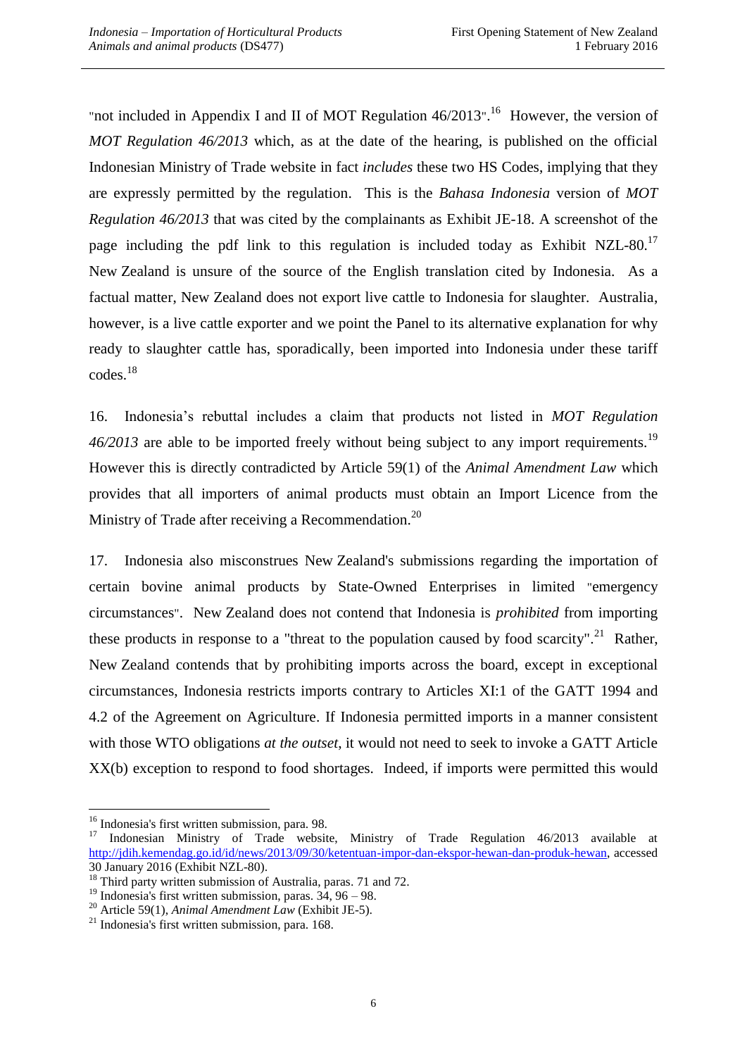"not included in Appendix I and II of MOT Regulation 46/2013".[16] However, the version of *MOT Regulation 46/2013* which, as at the date of the hearing, is published on the official Indonesian Ministry of Trade website in fact *includes* these two HS Codes, implying that they are expressly permitted by the regulation. This is the *Bahasa Indonesia* version of *MOT Regulation 46/2013* that was cited by the complainants as Exhibit JE-18. A screenshot of the page including the pdf link to this regulation is included today as Exhibit NZL-80.[17] New Zealand is unsure of the source of the English translation cited by Indonesia. As a factual matter, New Zealand does not export live cattle to Indonesia for slaughter. Australia, however, is a live cattle exporter and we point the Panel to its alternative explanation for why ready to slaughter cattle has, sporadically, been imported into Indonesia under these tariff codes.[18]

16. Indonesia's rebuttal includes a claim that products not listed in *MOT Regulation 46/2013* are able to be imported freely without being subject to any import requirements.[19] However this is directly contradicted by Article 59(1) of the *Animal Amendment Law* which provides that all importers of animal products must obtain an Import Licence from the Ministry of Trade after receiving a Recommendation.[20]

17. Indonesia also misconstrues New Zealand's submissions regarding the importation of certain bovine animal products by State-Owned Enterprises in limited "emergency circumstances". New Zealand does not contend that Indonesia is *prohibited* from importing these products in response to a "threat to the population caused by food scarcity".[21] Rather, New Zealand contends that by prohibiting imports across the board, except in exceptional circumstances, Indonesia restricts imports contrary to Articles XI:1 of the GATT 1994 and 4.2 of the Agreement on Agriculture. If Indonesia permitted imports in a manner consistent with those WTO obligations *at the outset*, it would not need to seek to invoke a GATT Article XX(b) exception to respond to food shortages. Indeed, if imports were permitted this would

---

[16] Indonesia's first written submission, para. 98.

[17] Indonesian Ministry of Trade website, Ministry of Trade Regulation 46/2013 available at http://jdih.kemendag.go.id/id/news/2013/09/30/ketentuan-impor-dan-ekspor-hewan-dan-produk-hewan, accessed 30 January 2016 (Exhibit NZL-80).

[18] Third party written submission of Australia, paras. 71 and 72.

[19] Indonesia's first written submission, paras. 34, 96 – 98.

[20] Article 59(1), *Animal Amendment Law* (Exhibit JE-5).

[21] Indonesia's first written submission, para. 168.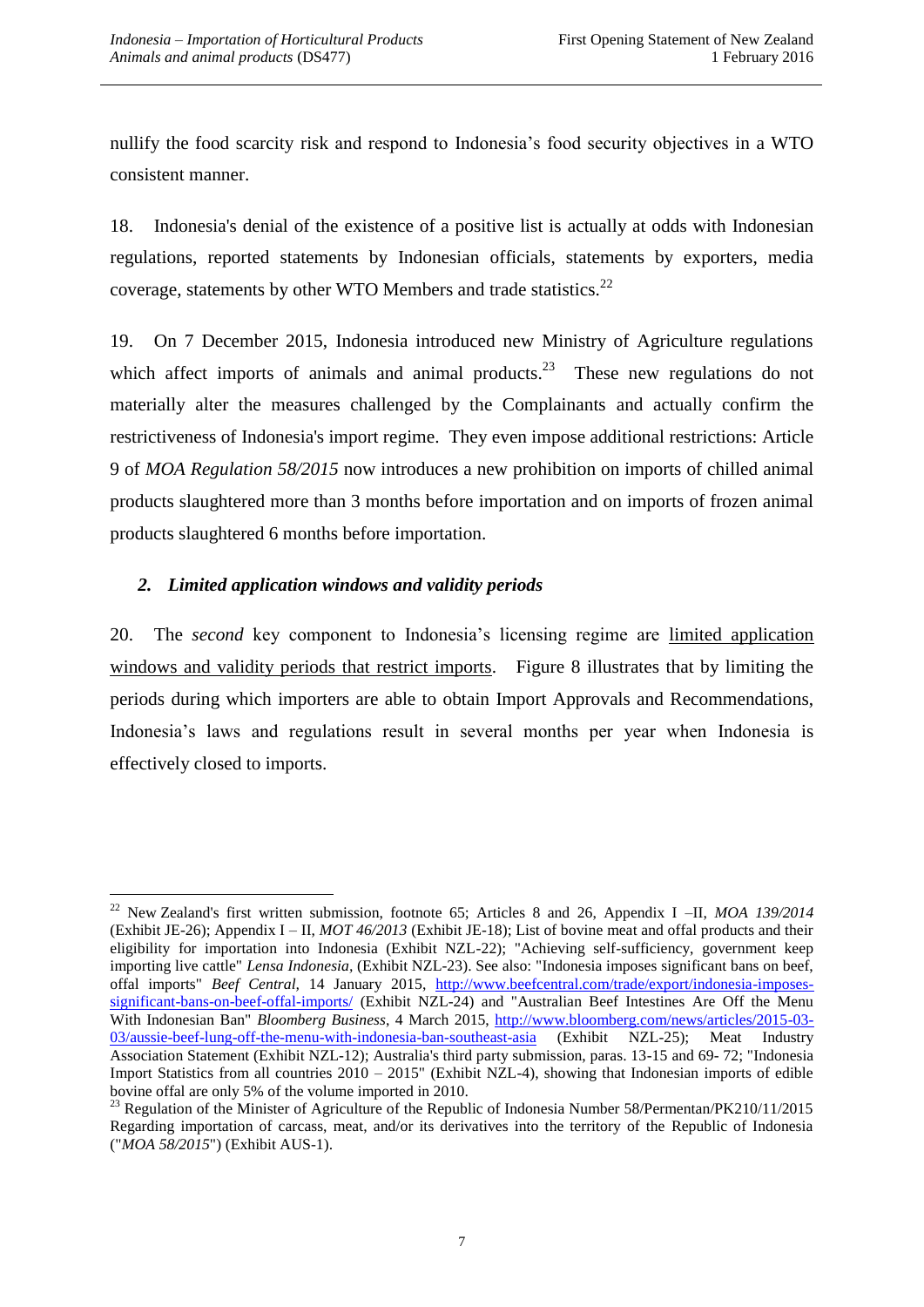nullify the food scarcity risk and respond to Indonesia's food security objectives in a WTO consistent manner.

18. Indonesia's denial of the existence of a positive list is actually at odds with Indonesian regulations, reported statements by Indonesian officials, statements by exporters, media coverage, statements by other WTO Members and trade statistics.[22]

19. On 7 December 2015, Indonesia introduced new Ministry of Agriculture regulations which affect imports of animals and animal products.[23] These new regulations do not materially alter the measures challenged by the Complainants and actually confirm the restrictiveness of Indonesia's import regime. They even impose additional restrictions: Article 9 of *MOA Regulation 58/2015* now introduces a new prohibition on imports of chilled animal products slaughtered more than 3 months before importation and on imports of frozen animal products slaughtered 6 months before importation.

### *2. Limited application windows and validity periods*

20. The *second* key component to Indonesia's licensing regime are limited application windows and validity periods that restrict imports. Figure 8 illustrates that by limiting the periods during which importers are able to obtain Import Approvals and Recommendations, Indonesia's laws and regulations result in several months per year when Indonesia is effectively closed to imports.

---

[22] New Zealand's first written submission, footnote 65; Articles 8 and 26, Appendix I –II, *MOA 139/2014* (Exhibit JE-26); Appendix I – II, *MOT 46/2013* (Exhibit JE-18); List of bovine meat and offal products and their eligibility for importation into Indonesia (Exhibit NZL-22); "Achieving self-sufficiency, government keep importing live cattle" *Lensa Indonesia,* (Exhibit NZL-23). See also: "Indonesia imposes significant bans on beef, offal imports" *Beef Central*, 14 January 2015, http://www.beefcentral.com/trade/export/indonesia-imposes-significant-bans-on-beef-offal-imports/ (Exhibit NZL-24) and "Australian Beef Intestines Are Off the Menu With Indonesian Ban" *Bloomberg Business*, 4 March 2015, http://www.bloomberg.com/news/articles/2015-03-03/aussie-beef-lung-off-the-menu-with-indonesia-ban-southeast-asia (Exhibit NZL-25); Meat Industry Association Statement (Exhibit NZL-12); Australia's third party submission, paras. 13-15 and 69- 72; "Indonesia Import Statistics from all countries 2010 – 2015" (Exhibit NZL-4), showing that Indonesian imports of edible bovine offal are only 5% of the volume imported in 2010.

[23] Regulation of the Minister of Agriculture of the Republic of Indonesia Number 58/Permentan/PK210/11/2015 Regarding importation of carcass, meat, and/or its derivatives into the territory of the Republic of Indonesia ("*MOA 58/2015*") (Exhibit AUS-1).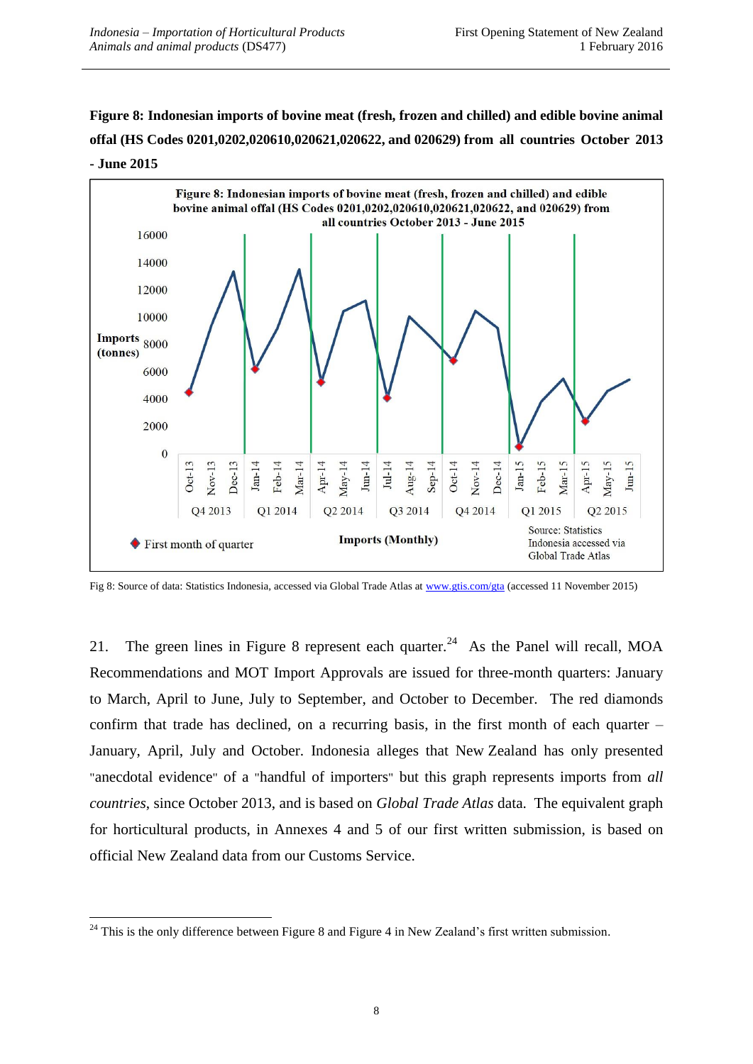**Figure 8: Indonesian imports of bovine meat (fresh, frozen and chilled) and edible bovine animal offal (HS Codes 0201,0202,020610,020621,020622, and 020629) from all countries October 2013 - June 2015**

Fig 8: Source of data: Statistics Indonesia, accessed via Global Trade Atlas at www.gtis.com/gta (accessed 11 November 2015)

21. The green lines in Figure 8 represent each quarter.[24] As the Panel will recall, MOA Recommendations and MOT Import Approvals are issued for three-month quarters: January to March, April to June, July to September, and October to December. The red diamonds confirm that trade has declined, on a recurring basis, in the first month of each quarter – January, April, July and October. Indonesia alleges that New Zealand has only presented "anecdotal evidence" of a "handful of importers" but this graph represents imports from *all countries*, since October 2013, and is based on *Global Trade Atlas* data. The equivalent graph for horticultural products, in Annexes 4 and 5 of our first written submission, is based on official New Zealand data from our Customs Service.

[24] This is the only difference between Figure 8 and Figure 4 in New Zealand's first written submission.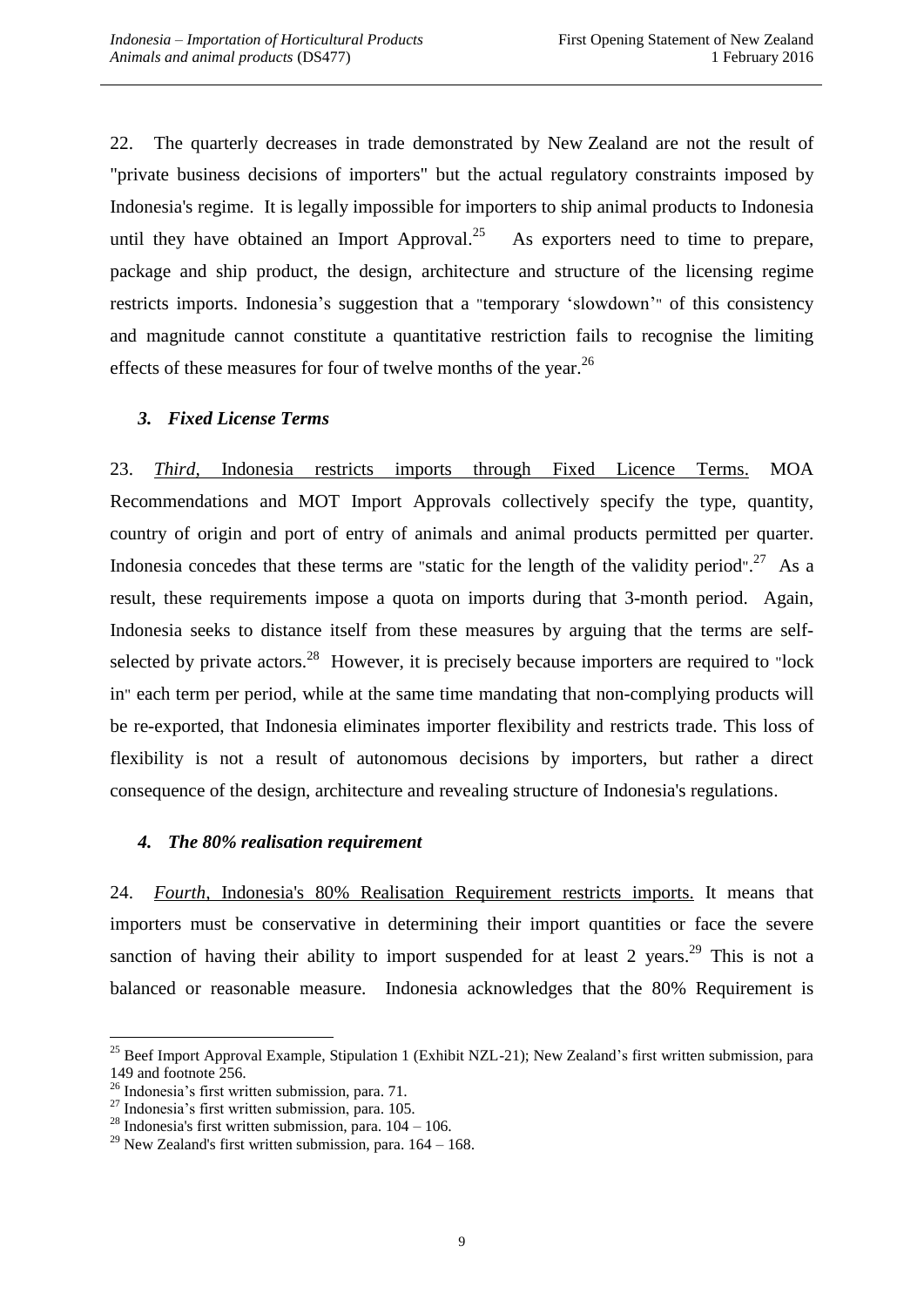22. The quarterly decreases in trade demonstrated by New Zealand are not the result of "private business decisions of importers" but the actual regulatory constraints imposed by Indonesia's regime. It is legally impossible for importers to ship animal products to Indonesia until they have obtained an Import Approval.[25] As exporters need to time to prepare, package and ship product, the design, architecture and structure of the licensing regime restricts imports. Indonesia's suggestion that a "temporary 'slowdown'" of this consistency and magnitude cannot constitute a quantitative restriction fails to recognise the limiting effects of these measures for four of twelve months of the year.[26]

### *3. Fixed License Terms*

23. *Third*, Indonesia restricts imports through Fixed Licence Terms. MOA Recommendations and MOT Import Approvals collectively specify the type, quantity, country of origin and port of entry of animals and animal products permitted per quarter. Indonesia concedes that these terms are "static for the length of the validity period".[27] As a result, these requirements impose a quota on imports during that 3-month period. Again, Indonesia seeks to distance itself from these measures by arguing that the terms are self-selected by private actors.[28] However, it is precisely because importers are required to "lock in" each term per period, while at the same time mandating that non-complying products will be re-exported, that Indonesia eliminates importer flexibility and restricts trade. This loss of flexibility is not a result of autonomous decisions by importers, but rather a direct consequence of the design, architecture and revealing structure of Indonesia's regulations.

### *4. The 80% realisation requirement*

24. *Fourth*, Indonesia's 80% Realisation Requirement restricts imports. It means that importers must be conservative in determining their import quantities or face the severe sanction of having their ability to import suspended for at least 2 years.[29] This is not a balanced or reasonable measure. Indonesia acknowledges that the 80% Requirement is

---

[25] Beef Import Approval Example, Stipulation 1 (Exhibit NZL-21); New Zealand's first written submission, para 149 and footnote 256.

[26] Indonesia's first written submission, para. 71.

[27] Indonesia's first written submission, para. 105.

[28] Indonesia's first written submission, para. 104 – 106.

[29] New Zealand's first written submission, para. 164 – 168.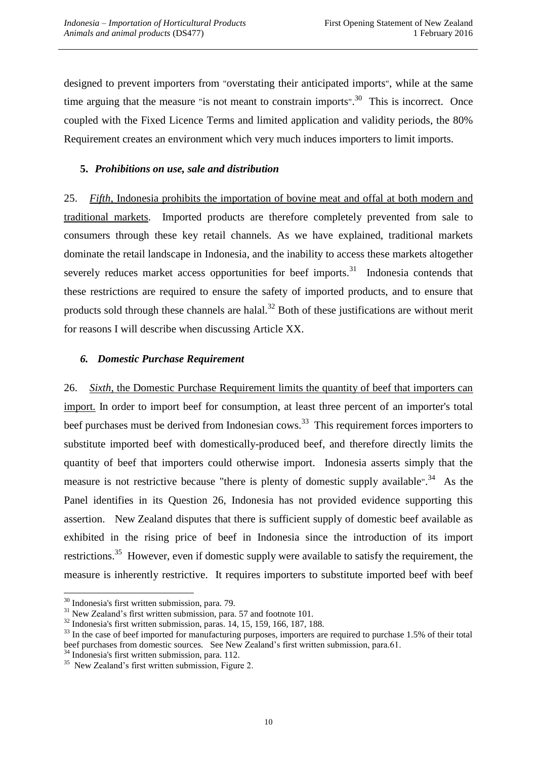designed to prevent importers from "overstating their anticipated imports", while at the same time arguing that the measure "is not meant to constrain imports".[30] This is incorrect. Once coupled with the Fixed Licence Terms and limited application and validity periods, the 80% Requirement creates an environment which very much induces importers to limit imports.

### 5. *Prohibitions on use, sale and distribution*

25. *Fifth*, Indonesia prohibits the importation of bovine meat and offal at both modern and traditional markets. Imported products are therefore completely prevented from sale to consumers through these key retail channels. As we have explained, traditional markets dominate the retail landscape in Indonesia, and the inability to access these markets altogether severely reduces market access opportunities for beef imports.[31] Indonesia contends that these restrictions are required to ensure the safety of imported products, and to ensure that products sold through these channels are halal.[32] Both of these justifications are without merit for reasons I will describe when discussing Article XX.

### *6. Domestic Purchase Requirement*

26. *Sixth*, the Domestic Purchase Requirement limits the quantity of beef that importers can import. In order to import beef for consumption, at least three percent of an importer's total beef purchases must be derived from Indonesian cows.[33] This requirement forces importers to substitute imported beef with domestically-produced beef, and therefore directly limits the quantity of beef that importers could otherwise import. Indonesia asserts simply that the measure is not restrictive because "there is plenty of domestic supply available".[34] As the Panel identifies in its Question 26, Indonesia has not provided evidence supporting this assertion. New Zealand disputes that there is sufficient supply of domestic beef available as exhibited in the rising price of beef in Indonesia since the introduction of its import restrictions.[35] However, even if domestic supply were available to satisfy the requirement, the measure is inherently restrictive. It requires importers to substitute imported beef with beef

---

[30] Indonesia's first written submission, para. 79.

[31] New Zealand's first written submission, para. 57 and footnote 101.

[32] Indonesia's first written submission, paras. 14, 15, 159, 166, 187, 188.

[33] In the case of beef imported for manufacturing purposes, importers are required to purchase 1.5% of their total beef purchases from domestic sources. See New Zealand's first written submission, para.61.

[34] Indonesia's first written submission, para. 112.

[35] New Zealand's first written submission, Figure 2.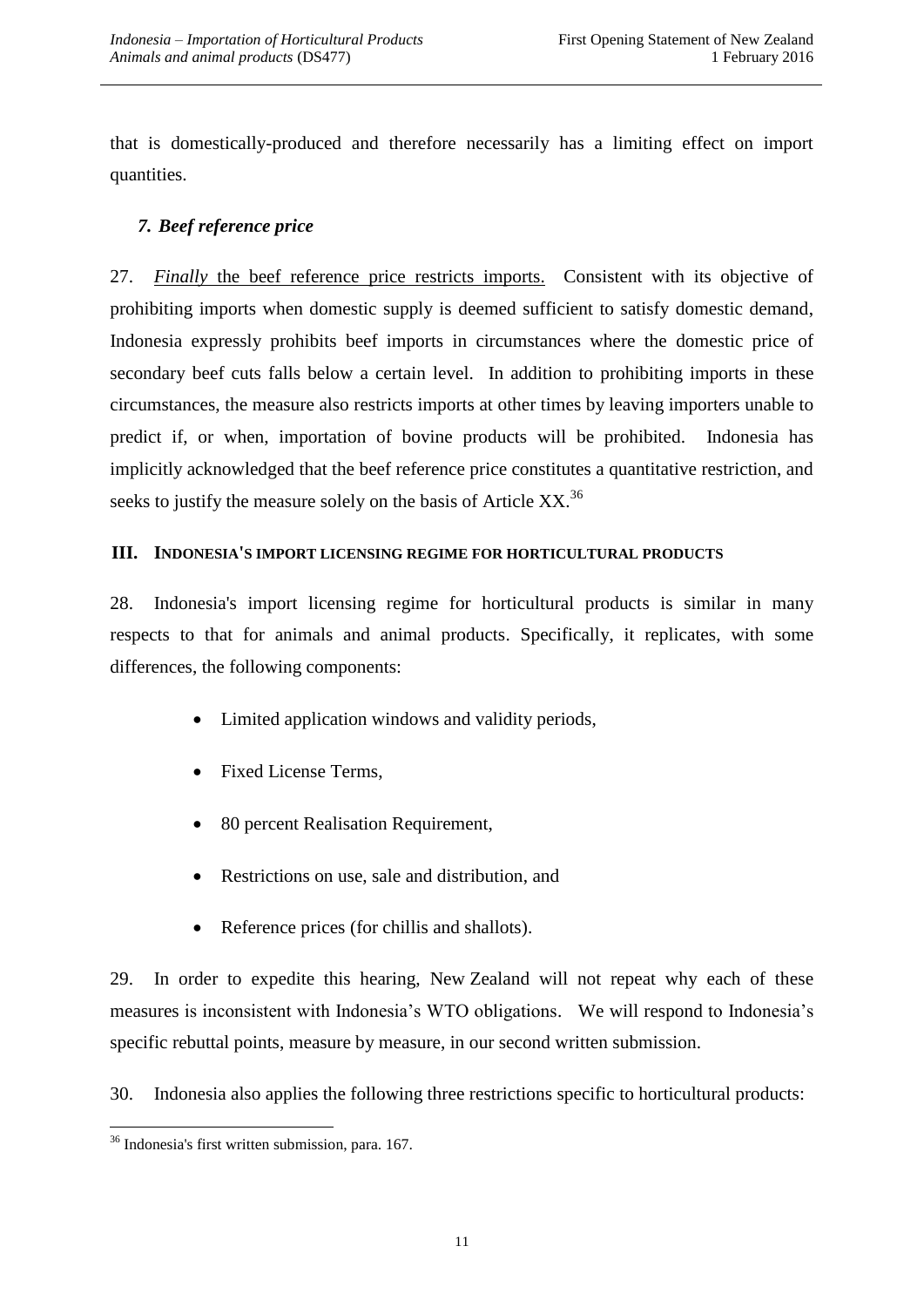that is domestically-produced and therefore necessarily has a limiting effect on import quantities.

### *7. Beef reference price*

27. *Finally* the beef reference price restricts imports. Consistent with its objective of prohibiting imports when domestic supply is deemed sufficient to satisfy domestic demand, Indonesia expressly prohibits beef imports in circumstances where the domestic price of secondary beef cuts falls below a certain level. In addition to prohibiting imports in these circumstances, the measure also restricts imports at other times by leaving importers unable to predict if, or when, importation of bovine products will be prohibited. Indonesia has implicitly acknowledged that the beef reference price constitutes a quantitative restriction, and seeks to justify the measure solely on the basis of Article XX.[36]

## III. INDONESIA'S IMPORT LICENSING REGIME FOR HORTICULTURAL PRODUCTS

28. Indonesia's import licensing regime for horticultural products is similar in many respects to that for animals and animal products. Specifically, it replicates, with some differences, the following components:

- Limited application windows and validity periods,
- Fixed License Terms,
- 80 percent Realisation Requirement,
- Restrictions on use, sale and distribution, and
- Reference prices (for chillis and shallots).

29. In order to expedite this hearing, New Zealand will not repeat why each of these measures is inconsistent with Indonesia's WTO obligations. We will respond to Indonesia's specific rebuttal points, measure by measure, in our second written submission.

30. Indonesia also applies the following three restrictions specific to horticultural products:

[36] Indonesia's first written submission, para. 167.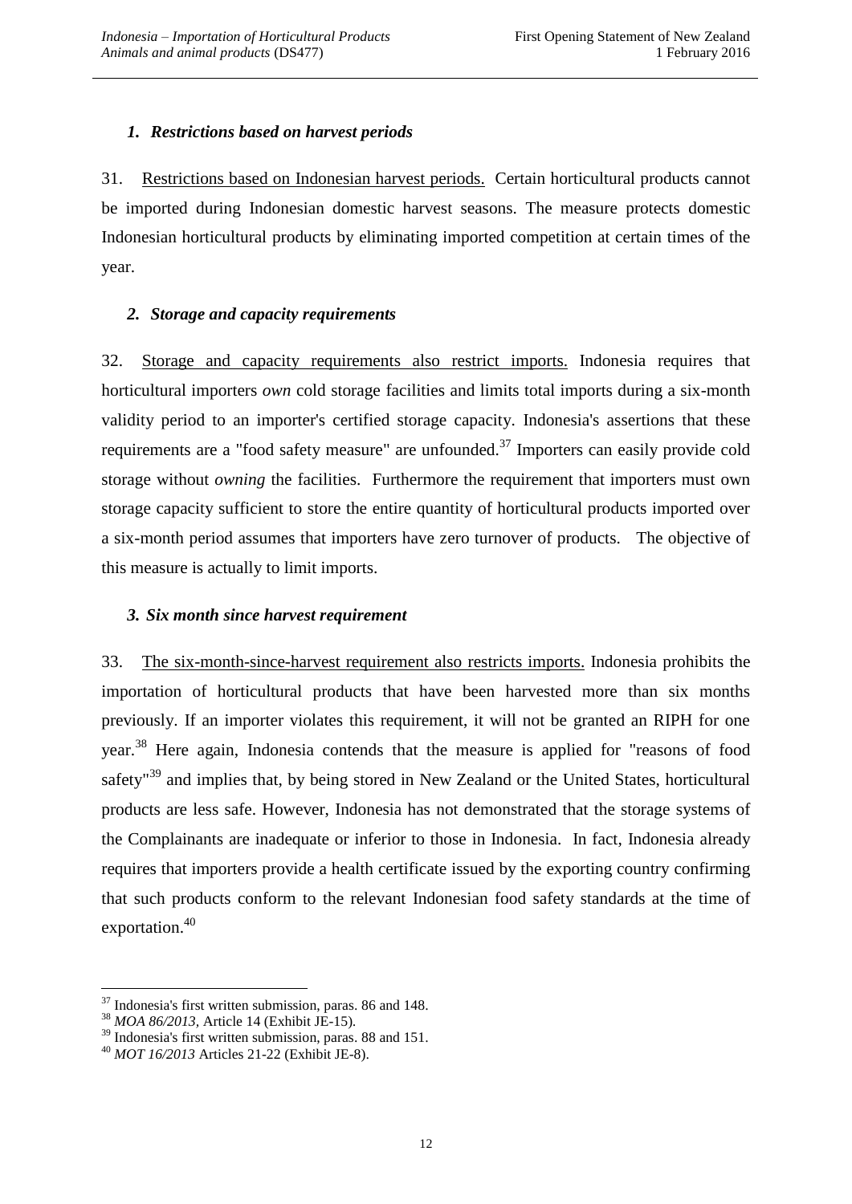### *1. Restrictions based on harvest periods*

31. Restrictions based on Indonesian harvest periods. Certain horticultural products cannot be imported during Indonesian domestic harvest seasons. The measure protects domestic Indonesian horticultural products by eliminating imported competition at certain times of the year.

### *2. Storage and capacity requirements*

32. Storage and capacity requirements also restrict imports. Indonesia requires that horticultural importers *own* cold storage facilities and limits total imports during a six-month validity period to an importer's certified storage capacity. Indonesia's assertions that these requirements are a "food safety measure" are unfounded.[37] Importers can easily provide cold storage without *owning* the facilities. Furthermore the requirement that importers must own storage capacity sufficient to store the entire quantity of horticultural products imported over a six-month period assumes that importers have zero turnover of products. The objective of this measure is actually to limit imports.

### *3. Six month since harvest requirement*

33. The six-month-since-harvest requirement also restricts imports. Indonesia prohibits the importation of horticultural products that have been harvested more than six months previously. If an importer violates this requirement, it will not be granted an RIPH for one year.[38] Here again, Indonesia contends that the measure is applied for "reasons of food safety"[39] and implies that, by being stored in New Zealand or the United States, horticultural products are less safe. However, Indonesia has not demonstrated that the storage systems of the Complainants are inadequate or inferior to those in Indonesia. In fact, Indonesia already requires that importers provide a health certificate issued by the exporting country confirming that such products conform to the relevant Indonesian food safety standards at the time of exportation.[40]

---

[37] Indonesia's first written submission, paras. 86 and 148.

[38] *MOA 86/2013*, Article 14 (Exhibit JE-15).

[39] Indonesia's first written submission, paras. 88 and 151.

[40] *MOT 16/2013* Articles 21-22 (Exhibit JE-8).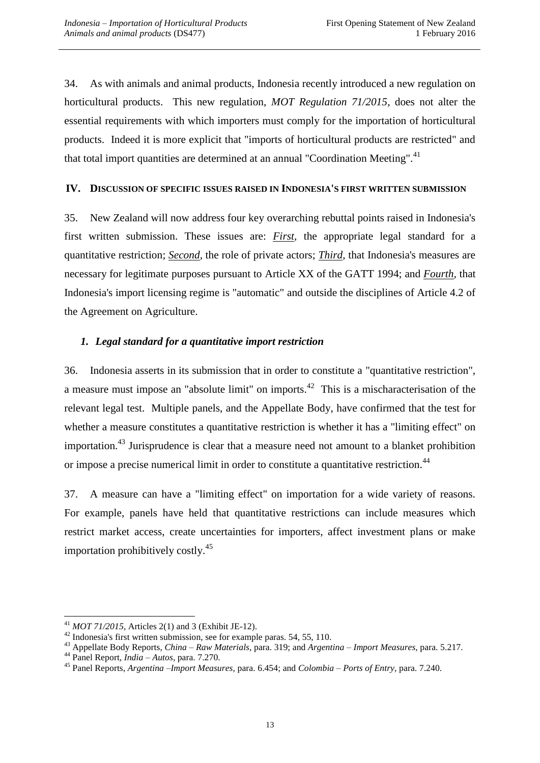34. As with animals and animal products, Indonesia recently introduced a new regulation on horticultural products. This new regulation, *MOT Regulation 71/2015*, does not alter the essential requirements with which importers must comply for the importation of horticultural products. Indeed it is more explicit that "imports of horticultural products are restricted" and that total import quantities are determined at an annual "Coordination Meeting".[41]

## IV. DISCUSSION OF SPECIFIC ISSUES RAISED IN INDONESIA'S FIRST WRITTEN SUBMISSION

35. New Zealand will now address four key overarching rebuttal points raised in Indonesia's first written submission. These issues are: ***First***, the appropriate legal standard for a quantitative restriction; ***Second***, the role of private actors; ***Third***, that Indonesia's measures are necessary for legitimate purposes pursuant to Article XX of the GATT 1994; and ***Fourth***, that Indonesia's import licensing regime is "automatic" and outside the disciplines of Article 4.2 of the Agreement on Agriculture.

### *1. Legal standard for a quantitative import restriction*

36. Indonesia asserts in its submission that in order to constitute a "quantitative restriction", a measure must impose an "absolute limit" on imports.[42] This is a mischaracterisation of the relevant legal test. Multiple panels, and the Appellate Body, have confirmed that the test for whether a measure constitutes a quantitative restriction is whether it has a "limiting effect" on importation.[43] Jurisprudence is clear that a measure need not amount to a blanket prohibition or impose a precise numerical limit in order to constitute a quantitative restriction.[44]

37. A measure can have a "limiting effect" on importation for a wide variety of reasons. For example, panels have held that quantitative restrictions can include measures which restrict market access, create uncertainties for importers, affect investment plans or make importation prohibitively costly.[45]

---

[41] *MOT 71/2015*, Articles 2(1) and 3 (Exhibit JE-12).

[42] Indonesia's first written submission, see for example paras. 54, 55, 110.

[43] Appellate Body Reports, *China – Raw Materials*, para. 319; and *Argentina – Import Measures*, para. 5.217.

[44] Panel Report, *India – Autos*, para. 7.270.

[45] Panel Reports, *Argentina –Import Measures*, para. 6.454; and *Colombia – Ports of Entry*, para. 7.240.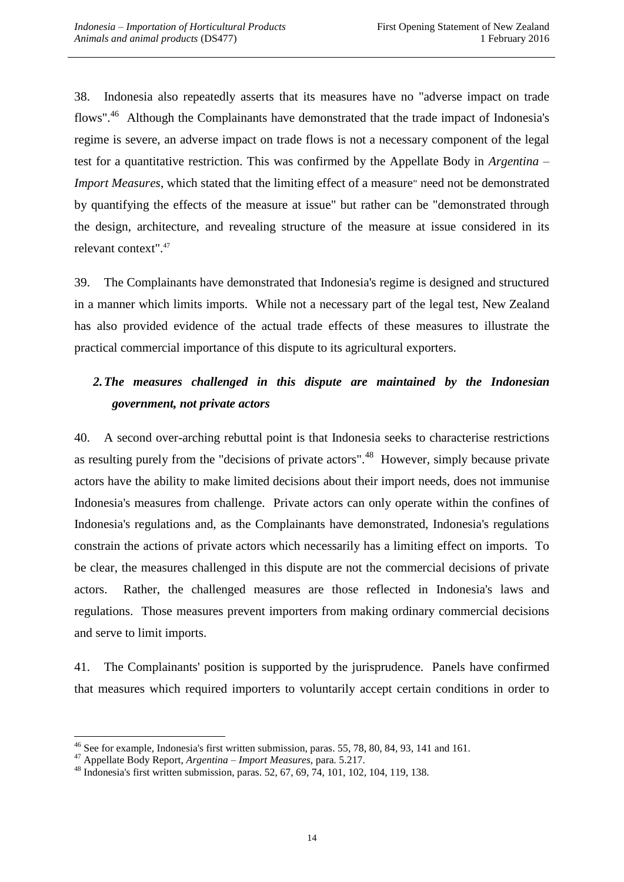38. Indonesia also repeatedly asserts that its measures have no "adverse impact on trade flows".[46] Although the Complainants have demonstrated that the trade impact of Indonesia's regime is severe, an adverse impact on trade flows is not a necessary component of the legal test for a quantitative restriction. This was confirmed by the Appellate Body in *Argentina – Import Measures*, which stated that the limiting effect of a measure" need not be demonstrated by quantifying the effects of the measure at issue" but rather can be "demonstrated through the design, architecture, and revealing structure of the measure at issue considered in its relevant context".[47]

39. The Complainants have demonstrated that Indonesia's regime is designed and structured in a manner which limits imports. While not a necessary part of the legal test, New Zealand has also provided evidence of the actual trade effects of these measures to illustrate the practical commercial importance of this dispute to its agricultural exporters.

### *2. The measures challenged in this dispute are maintained by the Indonesian government, not private actors*

40. A second over-arching rebuttal point is that Indonesia seeks to characterise restrictions as resulting purely from the "decisions of private actors".[48] However, simply because private actors have the ability to make limited decisions about their import needs, does not immunise Indonesia's measures from challenge. Private actors can only operate within the confines of Indonesia's regulations and, as the Complainants have demonstrated, Indonesia's regulations constrain the actions of private actors which necessarily has a limiting effect on imports. To be clear, the measures challenged in this dispute are not the commercial decisions of private actors. Rather, the challenged measures are those reflected in Indonesia's laws and regulations. Those measures prevent importers from making ordinary commercial decisions and serve to limit imports.

41. The Complainants' position is supported by the jurisprudence. Panels have confirmed that measures which required importers to voluntarily accept certain conditions in order to

---

[46] See for example, Indonesia's first written submission, paras. 55, 78, 80, 84, 93, 141 and 161.

[47] Appellate Body Report, *Argentina – Import Measures*, para. 5.217.

[48] Indonesia's first written submission, paras. 52, 67, 69, 74, 101, 102, 104, 119, 138.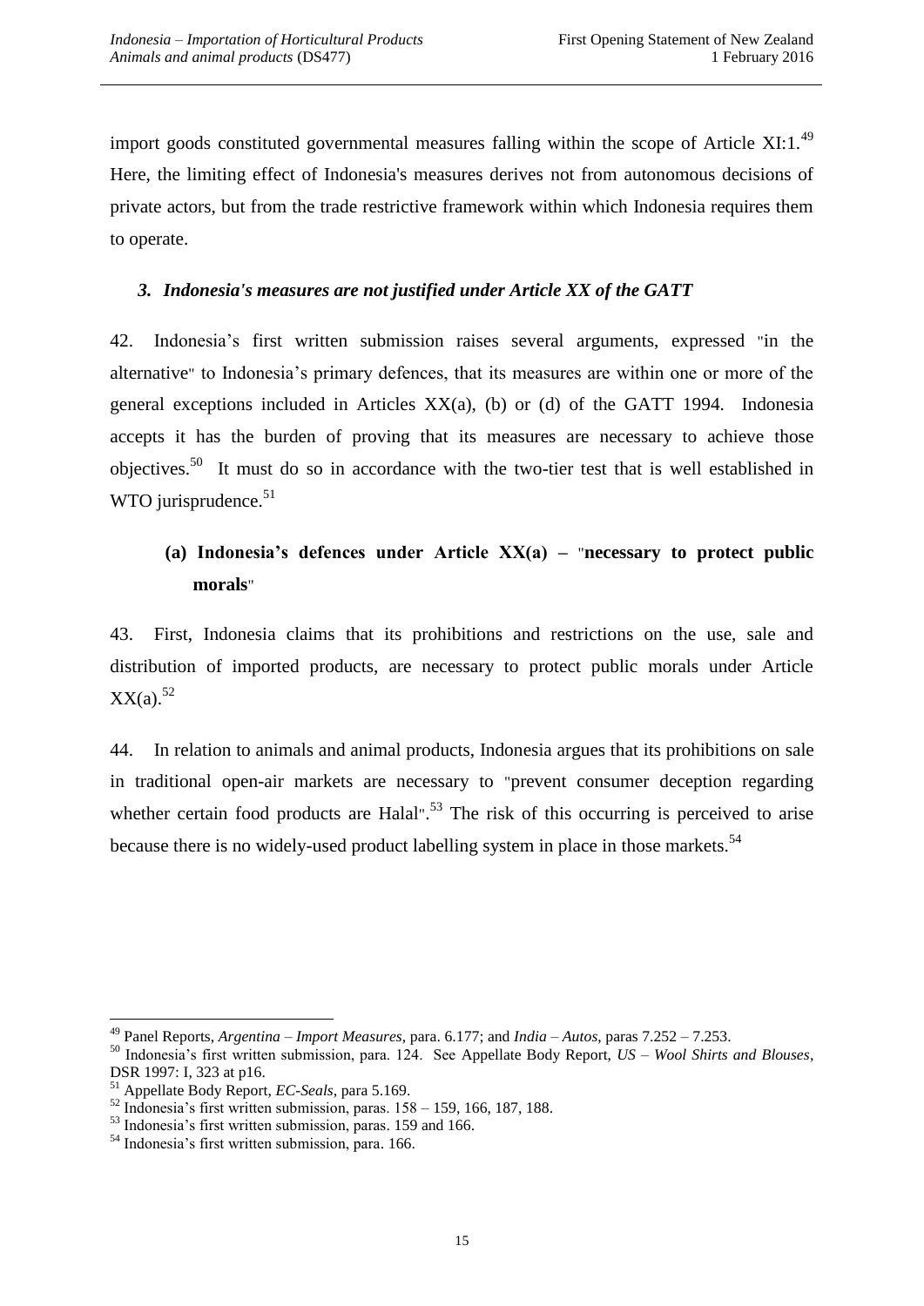import goods constituted governmental measures falling within the scope of Article XI:1.[49] Here, the limiting effect of Indonesia's measures derives not from autonomous decisions of private actors, but from the trade restrictive framework within which Indonesia requires them to operate.

### *3. Indonesia's measures are not justified under Article XX of the GATT*

42. Indonesia's first written submission raises several arguments, expressed "in the alternative" to Indonesia's primary defences, that its measures are within one or more of the general exceptions included in Articles XX(a), (b) or (d) of the GATT 1994. Indonesia accepts it has the burden of proving that its measures are necessary to achieve those objectives.[50] It must do so in accordance with the two-tier test that is well established in WTO jurisprudence.[51]

#### (a) Indonesia's defences under Article XX(a) – "necessary to protect public morals"

43. First, Indonesia claims that its prohibitions and restrictions on the use, sale and distribution of imported products, are necessary to protect public morals under Article XX(a).[52]

44. In relation to animals and animal products, Indonesia argues that its prohibitions on sale in traditional open-air markets are necessary to "prevent consumer deception regarding whether certain food products are Halal".[53] The risk of this occurring is perceived to arise because there is no widely-used product labelling system in place in those markets.[54]

---

[49] Panel Reports, *Argentina – Import Measures*, para. 6.177; and *India – Autos*, paras 7.252 – 7.253.

[50] Indonesia's first written submission, para. 124. See Appellate Body Report, *US – Wool Shirts and Blouses*, DSR 1997: I, 323 at p16.

[51] Appellate Body Report, *EC-Seals*, para 5.169.

[52] Indonesia's first written submission, paras. 158 – 159, 166, 187, 188.

[53] Indonesia's first written submission, paras. 159 and 166.

[54] Indonesia's first written submission, para. 166.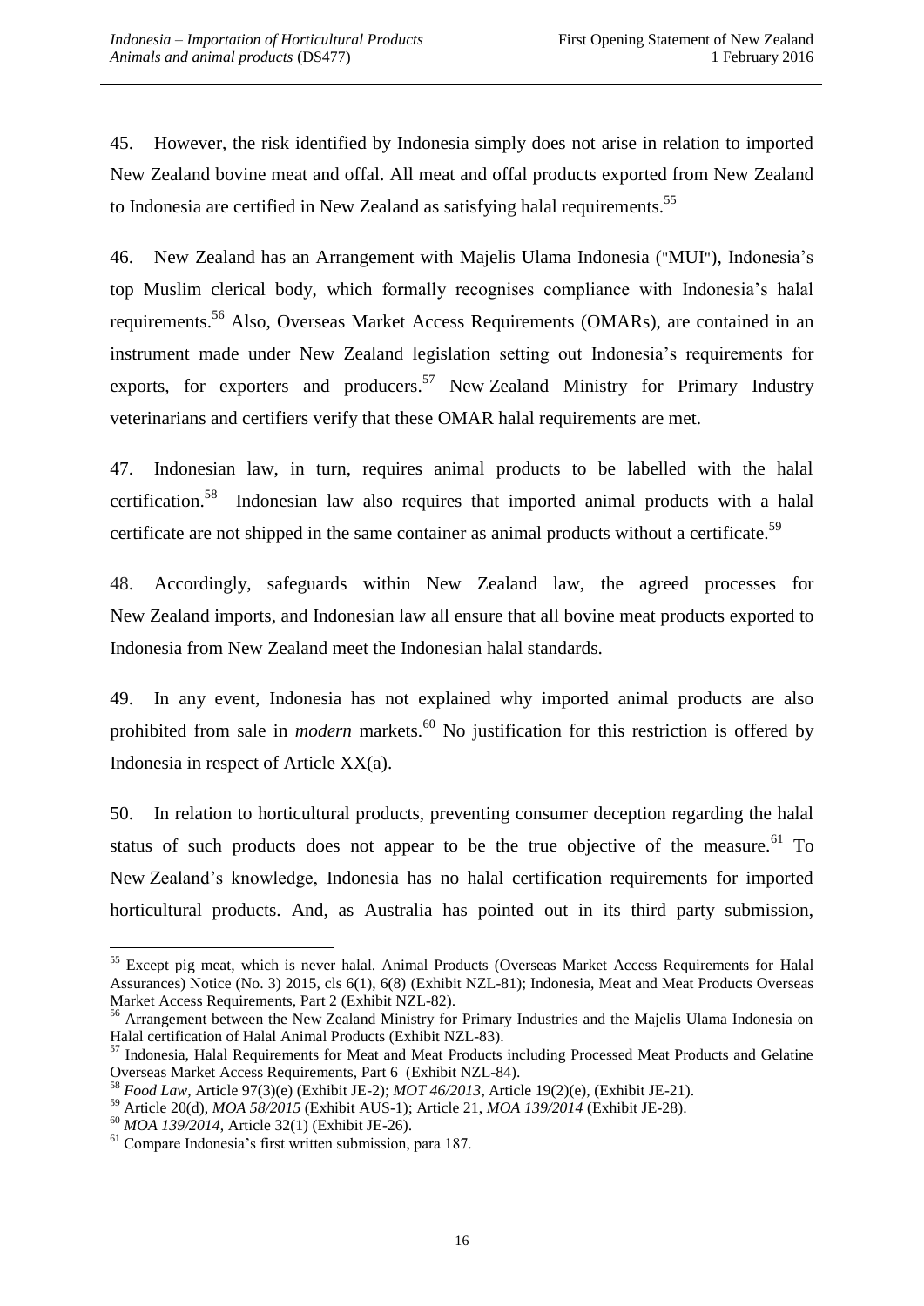45. However, the risk identified by Indonesia simply does not arise in relation to imported New Zealand bovine meat and offal. All meat and offal products exported from New Zealand to Indonesia are certified in New Zealand as satisfying halal requirements.[55]

46. New Zealand has an Arrangement with Majelis Ulama Indonesia ("MUI"), Indonesia's top Muslim clerical body, which formally recognises compliance with Indonesia's halal requirements.[56] Also, Overseas Market Access Requirements (OMARs), are contained in an instrument made under New Zealand legislation setting out Indonesia's requirements for exports, for exporters and producers.[57] New Zealand Ministry for Primary Industry veterinarians and certifiers verify that these OMAR halal requirements are met.

47. Indonesian law, in turn, requires animal products to be labelled with the halal certification.[58] Indonesian law also requires that imported animal products with a halal certificate are not shipped in the same container as animal products without a certificate.[59]

48. Accordingly, safeguards within New Zealand law, the agreed processes for New Zealand imports, and Indonesian law all ensure that all bovine meat products exported to Indonesia from New Zealand meet the Indonesian halal standards.

49. In any event, Indonesia has not explained why imported animal products are also prohibited from sale in *modern* markets.[60] No justification for this restriction is offered by Indonesia in respect of Article XX(a).

50. In relation to horticultural products, preventing consumer deception regarding the halal status of such products does not appear to be the true objective of the measure.[61] To New Zealand's knowledge, Indonesia has no halal certification requirements for imported horticultural products. And, as Australia has pointed out in its third party submission,

---

[55] Except pig meat, which is never halal. Animal Products (Overseas Market Access Requirements for Halal Assurances) Notice (No. 3) 2015, cls 6(1), 6(8) (Exhibit NZL-81); Indonesia, Meat and Meat Products Overseas Market Access Requirements, Part 2 (Exhibit NZL-82).

[56] Arrangement between the New Zealand Ministry for Primary Industries and the Majelis Ulama Indonesia on Halal certification of Halal Animal Products (Exhibit NZL-83).

[57] Indonesia, Halal Requirements for Meat and Meat Products including Processed Meat Products and Gelatine Overseas Market Access Requirements, Part 6 (Exhibit NZL-84).

[58] *Food Law*, Article 97(3)(e) (Exhibit JE-2); *MOT 46/2013*, Article 19(2)(e), (Exhibit JE-21).

[59] Article 20(d), *MOA 58/2015* (Exhibit AUS-1); Article 21, *MOA 139/2014* (Exhibit JE-28).

[60] *MOA 139/2014*, Article 32(1) (Exhibit JE-26).

[61] Compare Indonesia's first written submission, para 187.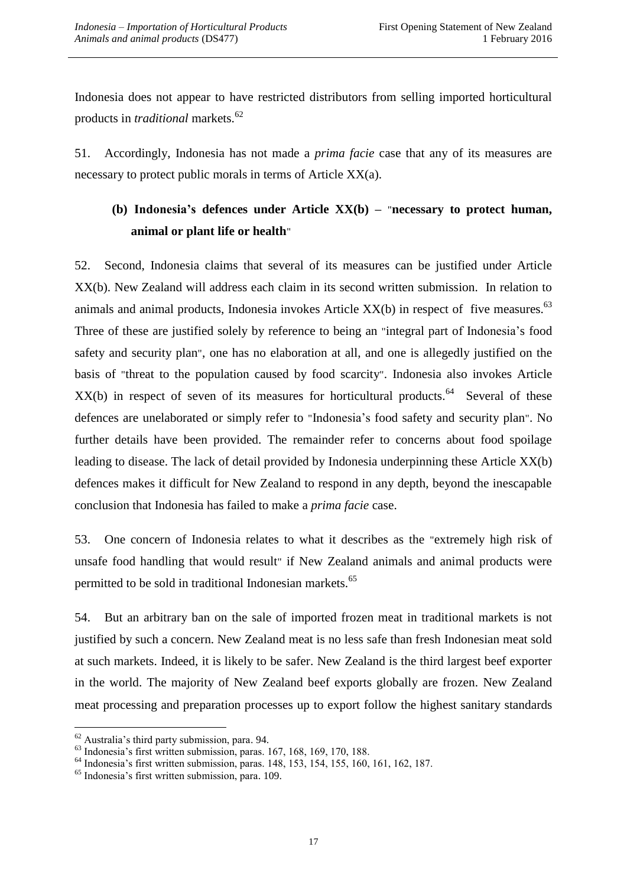Indonesia does not appear to have restricted distributors from selling imported horticultural products in *traditional* markets.[62]

51. Accordingly, Indonesia has not made a *prima facie* case that any of its measures are necessary to protect public morals in terms of Article XX(a).

### (b) Indonesia's defences under Article XX(b) – "necessary to protect human, animal or plant life or health"

52. Second, Indonesia claims that several of its measures can be justified under Article XX(b). New Zealand will address each claim in its second written submission. In relation to animals and animal products, Indonesia invokes Article XX(b) in respect of five measures.[63] Three of these are justified solely by reference to being an "integral part of Indonesia's food safety and security plan", one has no elaboration at all, and one is allegedly justified on the basis of "threat to the population caused by food scarcity". Indonesia also invokes Article XX(b) in respect of seven of its measures for horticultural products.[64] Several of these defences are unelaborated or simply refer to "Indonesia's food safety and security plan". No further details have been provided. The remainder refer to concerns about food spoilage leading to disease. The lack of detail provided by Indonesia underpinning these Article XX(b) defences makes it difficult for New Zealand to respond in any depth, beyond the inescapable conclusion that Indonesia has failed to make a *prima facie* case.

53. One concern of Indonesia relates to what it describes as the "extremely high risk of unsafe food handling that would result" if New Zealand animals and animal products were permitted to be sold in traditional Indonesian markets.[65]

54. But an arbitrary ban on the sale of imported frozen meat in traditional markets is not justified by such a concern. New Zealand meat is no less safe than fresh Indonesian meat sold at such markets. Indeed, it is likely to be safer. New Zealand is the third largest beef exporter in the world. The majority of New Zealand beef exports globally are frozen. New Zealand meat processing and preparation processes up to export follow the highest sanitary standards

---

[62] Australia's third party submission, para. 94.

[63] Indonesia's first written submission, paras. 167, 168, 169, 170, 188.

[64] Indonesia's first written submission, paras. 148, 153, 154, 155, 160, 161, 162, 187.

[65] Indonesia's first written submission, para. 109.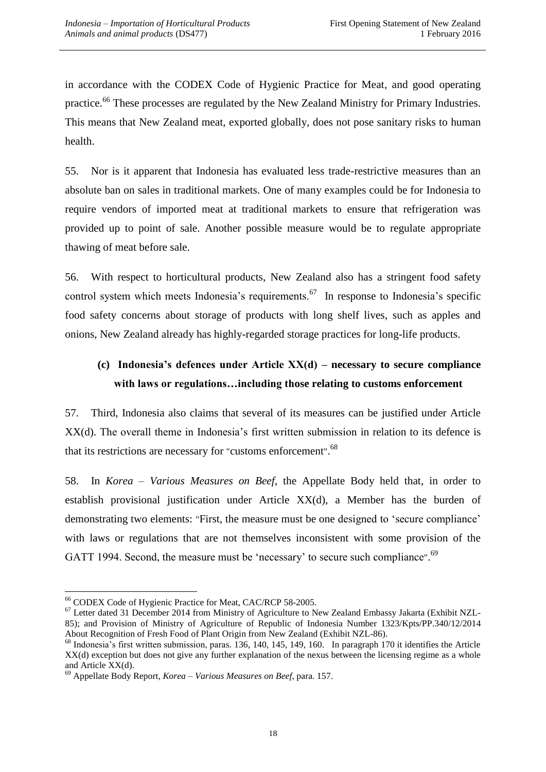in accordance with the CODEX Code of Hygienic Practice for Meat, and good operating practice.[66] These processes are regulated by the New Zealand Ministry for Primary Industries. This means that New Zealand meat, exported globally, does not pose sanitary risks to human health.

55. Nor is it apparent that Indonesia has evaluated less trade-restrictive measures than an absolute ban on sales in traditional markets. One of many examples could be for Indonesia to require vendors of imported meat at traditional markets to ensure that refrigeration was provided up to point of sale. Another possible measure would be to regulate appropriate thawing of meat before sale.

56. With respect to horticultural products, New Zealand also has a stringent food safety control system which meets Indonesia's requirements.[67] In response to Indonesia's specific food safety concerns about storage of products with long shelf lives, such as apples and onions, New Zealand already has highly-regarded storage practices for long-life products.

### (c) Indonesia's defences under Article XX(d) – necessary to secure compliance with laws or regulations…including those relating to customs enforcement

57. Third, Indonesia also claims that several of its measures can be justified under Article XX(d). The overall theme in Indonesia's first written submission in relation to its defence is that its restrictions are necessary for "customs enforcement".[68]

58. In *Korea – Various Measures on Beef*, the Appellate Body held that, in order to establish provisional justification under Article XX(d), a Member has the burden of demonstrating two elements: "First, the measure must be one designed to 'secure compliance' with laws or regulations that are not themselves inconsistent with some provision of the GATT 1994. Second, the measure must be 'necessary' to secure such compliance".[69]

---

[66] CODEX Code of Hygienic Practice for Meat, CAC/RCP 58-2005.

[67] Letter dated 31 December 2014 from Ministry of Agriculture to New Zealand Embassy Jakarta (Exhibit NZL-85); and Provision of Ministry of Agriculture of Republic of Indonesia Number 1323/Kpts/PP.340/12/2014 About Recognition of Fresh Food of Plant Origin from New Zealand (Exhibit NZL-86).

[68] Indonesia's first written submission, paras. 136, 140, 145, 149, 160. In paragraph 170 it identifies the Article XX(d) exception but does not give any further explanation of the nexus between the licensing regime as a whole and Article XX(d).

[69] Appellate Body Report, *Korea – Various Measures on Beef*, para. 157.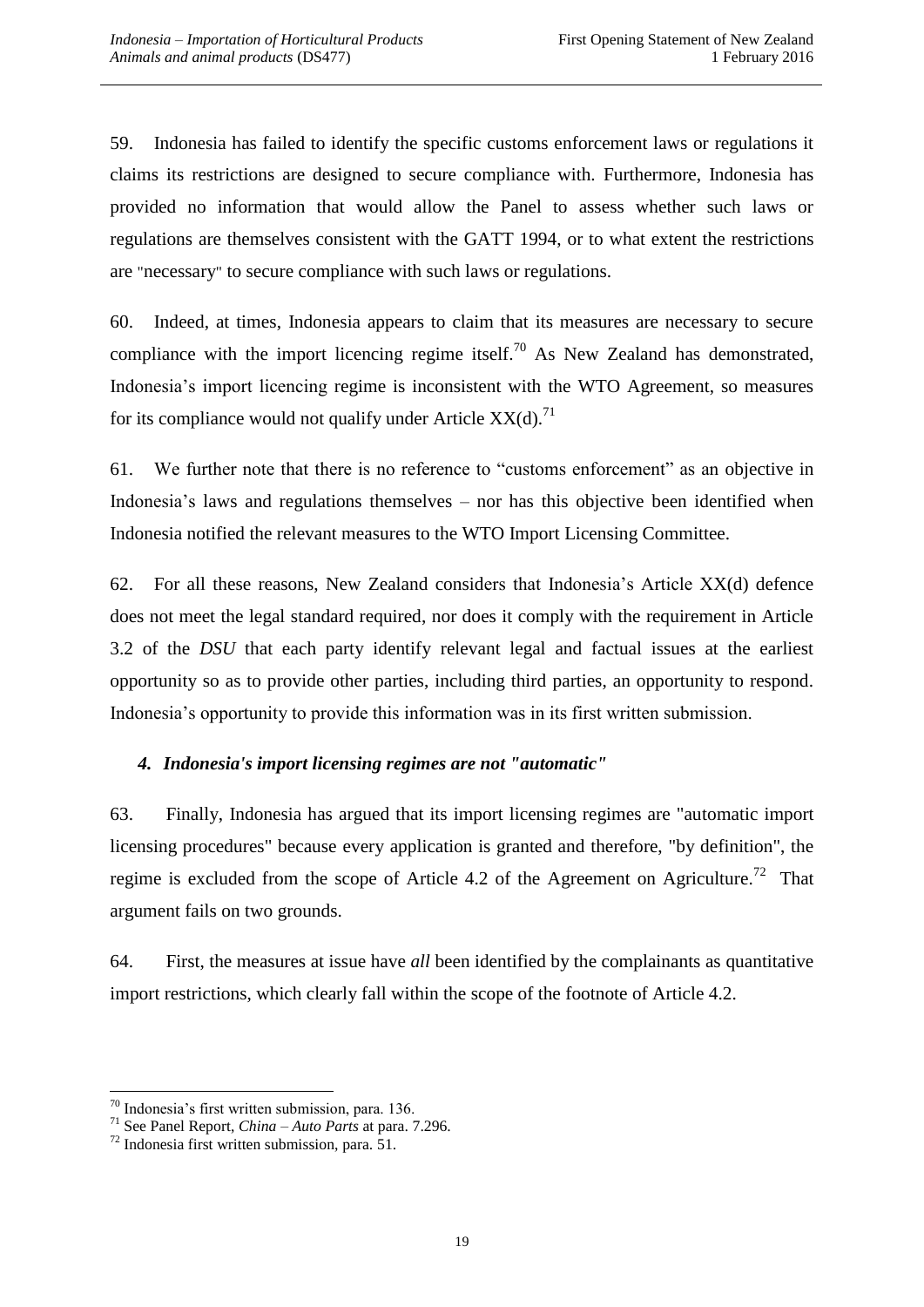59. Indonesia has failed to identify the specific customs enforcement laws or regulations it claims its restrictions are designed to secure compliance with. Furthermore, Indonesia has provided no information that would allow the Panel to assess whether such laws or regulations are themselves consistent with the GATT 1994, or to what extent the restrictions are "necessary" to secure compliance with such laws or regulations.

60. Indeed, at times, Indonesia appears to claim that its measures are necessary to secure compliance with the import licencing regime itself.[70] As New Zealand has demonstrated, Indonesia's import licencing regime is inconsistent with the WTO Agreement, so measures for its compliance would not qualify under Article XX(d).[71]

61. We further note that there is no reference to "customs enforcement" as an objective in Indonesia's laws and regulations themselves – nor has this objective been identified when Indonesia notified the relevant measures to the WTO Import Licensing Committee.

62. For all these reasons, New Zealand considers that Indonesia's Article XX(d) defence does not meet the legal standard required, nor does it comply with the requirement in Article 3.2 of the *DSU* that each party identify relevant legal and factual issues at the earliest opportunity so as to provide other parties, including third parties, an opportunity to respond. Indonesia's opportunity to provide this information was in its first written submission.

#### *4. Indonesia's import licensing regimes are not "automatic"*

63. Finally, Indonesia has argued that its import licensing regimes are "automatic import licensing procedures" because every application is granted and therefore, "by definition", the regime is excluded from the scope of Article 4.2 of the Agreement on Agriculture.[72] That argument fails on two grounds.

64. First, the measures at issue have *all* been identified by the complainants as quantitative import restrictions, which clearly fall within the scope of the footnote of Article 4.2.

---

[70] Indonesia's first written submission, para. 136.

[71] See Panel Report, *China – Auto Parts* at para. 7.296.

[72] Indonesia first written submission, para. 51.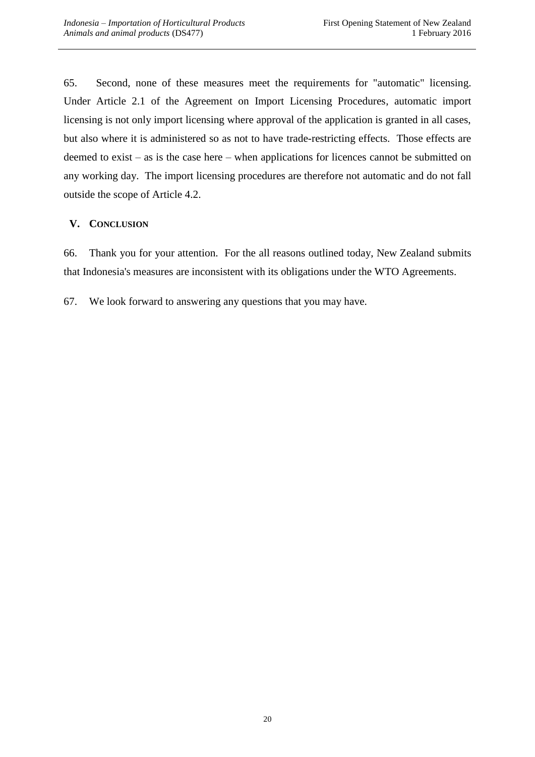65. Second, none of these measures meet the requirements for "automatic" licensing. Under Article 2.1 of the Agreement on Import Licensing Procedures, automatic import licensing is not only import licensing where approval of the application is granted in all cases, but also where it is administered so as not to have trade-restricting effects. Those effects are deemed to exist – as is the case here – when applications for licences cannot be submitted on any working day. The import licensing procedures are therefore not automatic and do not fall outside the scope of Article 4.2.

## V. CONCLUSION

66. Thank you for your attention. For the all reasons outlined today, New Zealand submits that Indonesia's measures are inconsistent with its obligations under the WTO Agreements.

67. We look forward to answering any questions that you may have.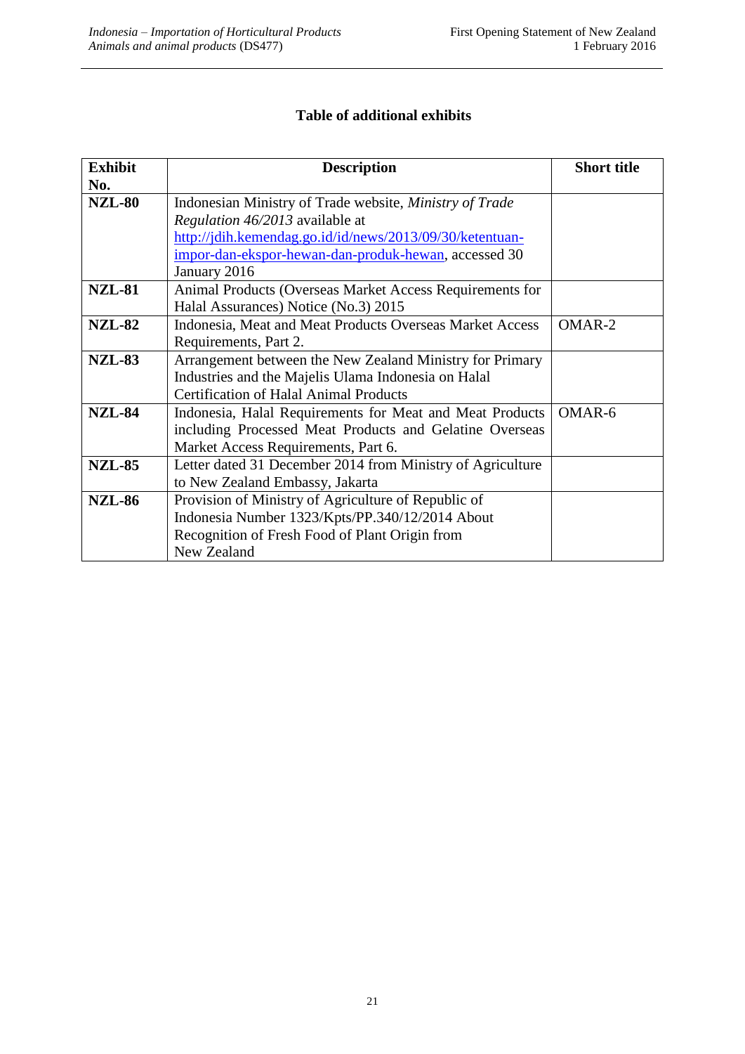## Table of additional exhibits

| Exhibit No. | Description | Short title |
|---|---|---|
| **NZL-80** | Indonesian Ministry of Trade website, *Ministry of Trade Regulation 46/2013* available at http://jdih.kemendag.go.id/id/news/2013/09/30/ketentuan-impor-dan-ekspor-hewan-dan-produk-hewan, accessed 30 January 2016 | |
| **NZL-81** | Animal Products (Overseas Market Access Requirements for Halal Assurances) Notice (No.3) 2015 | |
| **NZL-82** | Indonesia, Meat and Meat Products Overseas Market Access Requirements, Part 2. | OMAR-2 |
| **NZL-83** | Arrangement between the New Zealand Ministry for Primary Industries and the Majelis Ulama Indonesia on Halal Certification of Halal Animal Products | |
| **NZL-84** | Indonesia, Halal Requirements for Meat and Meat Products including Processed Meat Products and Gelatine Overseas Market Access Requirements, Part 6. | OMAR-6 |
| **NZL-85** | Letter dated 31 December 2014 from Ministry of Agriculture to New Zealand Embassy, Jakarta | |
| **NZL-86** | Provision of Ministry of Agriculture of Republic of Indonesia Number 1323/Kpts/PP.340/12/2014 About Recognition of Fresh Food of Plant Origin from New Zealand | |